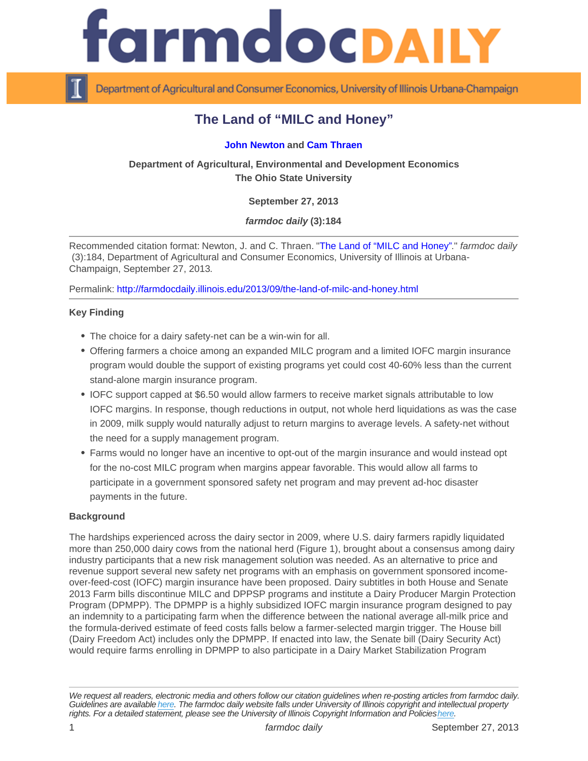# The Land of "MILC and Honey"

**John Newton** and **Cam Thraen**

**Department of Agricultural, Environmental and Development Economics**
**The Ohio State University**

**September 27, 2013**

***farmdoc daily* (3):184**

Recommended citation format: Newton, J. and C. Thraen. "The Land of "MILC and Honey"." *farmdoc daily* (3):184, Department of Agricultural and Consumer Economics, University of Illinois at Urbana-Champaign, September 27, 2013.

Permalink: http://farmdocdaily.illinois.edu/2013/09/the-land-of-milc-and-honey.html

### Key Finding

- The choice for a dairy safety-net can be a win-win for all.
- Offering farmers a choice among an expanded MILC program and a limited IOFC margin insurance program would double the support of existing programs yet could cost 40-60% less than the current stand-alone margin insurance program.
- IOFC support capped at $6.50 would allow farmers to receive market signals attributable to low IOFC margins. In response, though reductions in output, not whole herd liquidations as was the case in 2009, milk supply would naturally adjust to return margins to average levels. A safety-net without the need for a supply management program.
- Farms would no longer have an incentive to opt-out of the margin insurance and would instead opt for the no-cost MILC program when margins appear favorable. This would allow all farms to participate in a government sponsored safety net program and may prevent ad-hoc disaster payments in the future.

### Background

The hardships experienced across the dairy sector in 2009, where U.S. dairy farmers rapidly liquidated more than 250,000 dairy cows from the national herd (Figure 1), brought about a consensus among dairy industry participants that a new risk management solution was needed. As an alternative to price and revenue support several new safety net programs with an emphasis on government sponsored income-over-feed-cost (IOFC) margin insurance have been proposed. Dairy subtitles in both House and Senate 2013 Farm bills discontinue MILC and DPPSP programs and institute a Dairy Producer Margin Protection Program (DPMPP). The DPMPP is a highly subsidized IOFC margin insurance program designed to pay an indemnity to a participating farm when the difference between the national average all-milk price and the formula-derived estimate of feed costs falls below a farmer-selected margin trigger. The House bill (Dairy Freedom Act) includes only the DPMPP. If enacted into law, the Senate bill (Dairy Security Act) would require farms enrolling in DPMPP to also participate in a Dairy Market Stabilization Program

*We request all readers, electronic media and others follow our citation guidelines when re-posting articles from farmdoc daily. Guidelines are available here. The farmdoc daily website falls under University of Illinois copyright and intellectual property rights. For a detailed statement, please see the University of Illinois Copyright Information and Policies here.*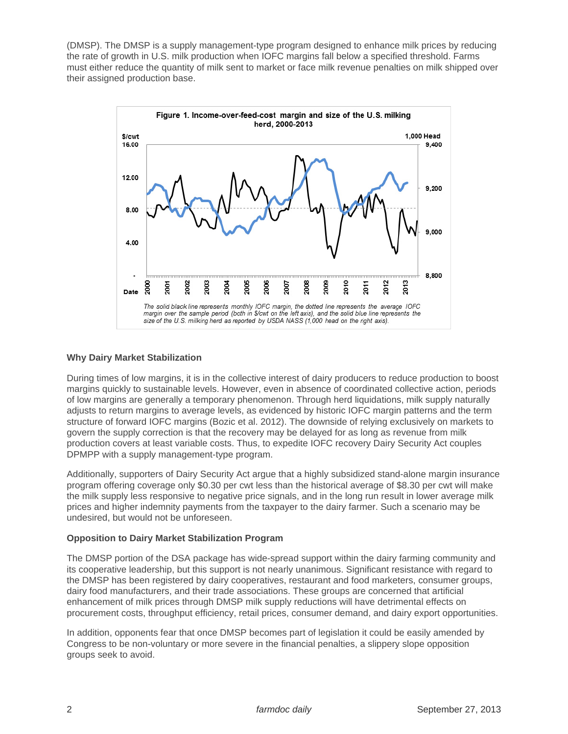(DMSP). The DMSP is a supply management-type program designed to enhance milk prices by reducing the rate of growth in U.S. milk production when IOFC margins fall below a specified threshold. Farms must either reduce the quantity of milk sent to market or face milk revenue penalties on milk shipped over their assigned production base.

**Figure 1. Income-over-feed-cost margin and size of the U.S. milking herd, 2000-2013**

*The solid black line represents monthly IOFC margin, the dotted line represents the average IOFC margin over the sample period (both in $/cwt on the left axis), and the solid blue line represents the size of the U.S. milking herd as reported by USDA NASS (1,000 head on the right axis).*

### Why Dairy Market Stabilization

During times of low margins, it is in the collective interest of dairy producers to reduce production to boost margins quickly to sustainable levels. However, even in absence of coordinated collective action, periods of low margins are generally a temporary phenomenon. Through herd liquidations, milk supply naturally adjusts to return margins to average levels, as evidenced by historic IOFC margin patterns and the term structure of forward IOFC margins (Bozic et al. 2012). The downside of relying exclusively on markets to govern the supply correction is that the recovery may be delayed for as long as revenue from milk production covers at least variable costs. Thus, to expedite IOFC recovery Dairy Security Act couples DPMPP with a supply management-type program.

Additionally, supporters of Dairy Security Act argue that a highly subsidized stand-alone margin insurance program offering coverage only $0.30 per cwt less than the historical average of $8.30 per cwt will make the milk supply less responsive to negative price signals, and in the long run result in lower average milk prices and higher indemnity payments from the taxpayer to the dairy farmer. Such a scenario may be undesired, but would not be unforeseen.

### Opposition to Dairy Market Stabilization Program

The DMSP portion of the DSA package has wide-spread support within the dairy farming community and its cooperative leadership, but this support is not nearly unanimous. Significant resistance with regard to the DMSP has been registered by dairy cooperatives, restaurant and food marketers, consumer groups, dairy food manufacturers, and their trade associations. These groups are concerned that artificial enhancement of milk prices through DMSP milk supply reductions will have detrimental effects on procurement costs, throughput efficiency, retail prices, consumer demand, and dairy export opportunities.

In addition, opponents fear that once DMSP becomes part of legislation it could be easily amended by Congress to be non-voluntary or more severe in the financial penalties, a slippery slope opposition groups seek to avoid.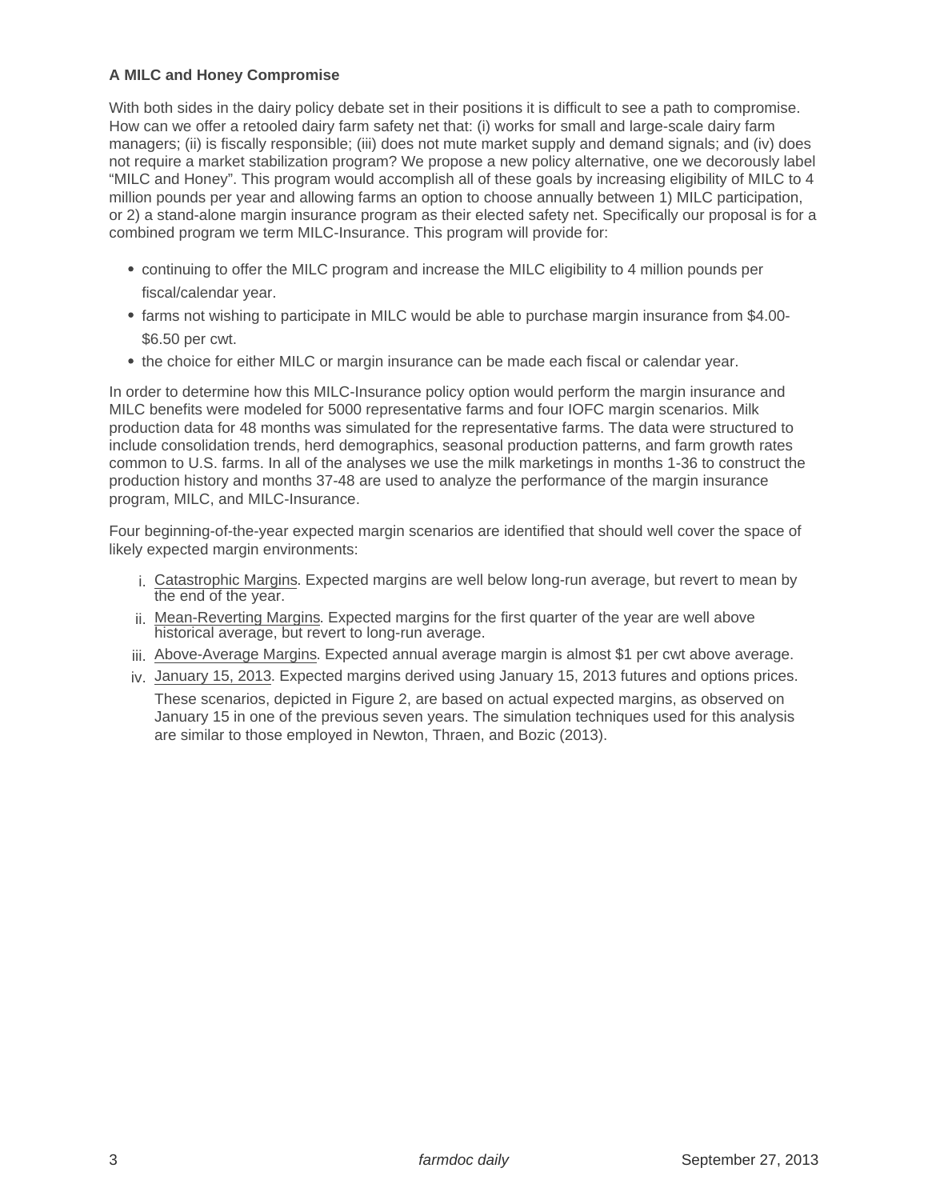**A MILC and Honey Compromise**

With both sides in the dairy policy debate set in their positions it is difficult to see a path to compromise. How can we offer a retooled dairy farm safety net that: (i) works for small and large-scale dairy farm managers; (ii) is fiscally responsible; (iii) does not mute market supply and demand signals; and (iv) does not require a market stabilization program? We propose a new policy alternative, one we decorously label "MILC and Honey". This program would accomplish all of these goals by increasing eligibility of MILC to 4 million pounds per year and allowing farms an option to choose annually between 1) MILC participation, or 2) a stand-alone margin insurance program as their elected safety net. Specifically our proposal is for a combined program we term MILC-Insurance. This program will provide for:

- continuing to offer the MILC program and increase the MILC eligibility to 4 million pounds per fiscal/calendar year.
- farms not wishing to participate in MILC would be able to purchase margin insurance from $4.00-$6.50 per cwt.
- the choice for either MILC or margin insurance can be made each fiscal or calendar year.

In order to determine how this MILC-Insurance policy option would perform the margin insurance and MILC benefits were modeled for 5000 representative farms and four IOFC margin scenarios. Milk production data for 48 months was simulated for the representative farms. The data were structured to include consolidation trends, herd demographics, seasonal production patterns, and farm growth rates common to U.S. farms. In all of the analyses we use the milk marketings in months 1-36 to construct the production history and months 37-48 are used to analyze the performance of the margin insurance program, MILC, and MILC-Insurance.

Four beginning-of-the-year expected margin scenarios are identified that should well cover the space of likely expected margin environments:

i. Catastrophic Margins. Expected margins are well below long-run average, but revert to mean by the end of the year.
ii. Mean-Reverting Margins. Expected margins for the first quarter of the year are well above historical average, but revert to long-run average.
iii. Above-Average Margins. Expected annual average margin is almost $1 per cwt above average.
iv. January 15, 2013. Expected margins derived using January 15, 2013 futures and options prices.

    These scenarios, depicted in Figure 2, are based on actual expected margins, as observed on January 15 in one of the previous seven years. The simulation techniques used for this analysis are similar to those employed in Newton, Thraen, and Bozic (2013).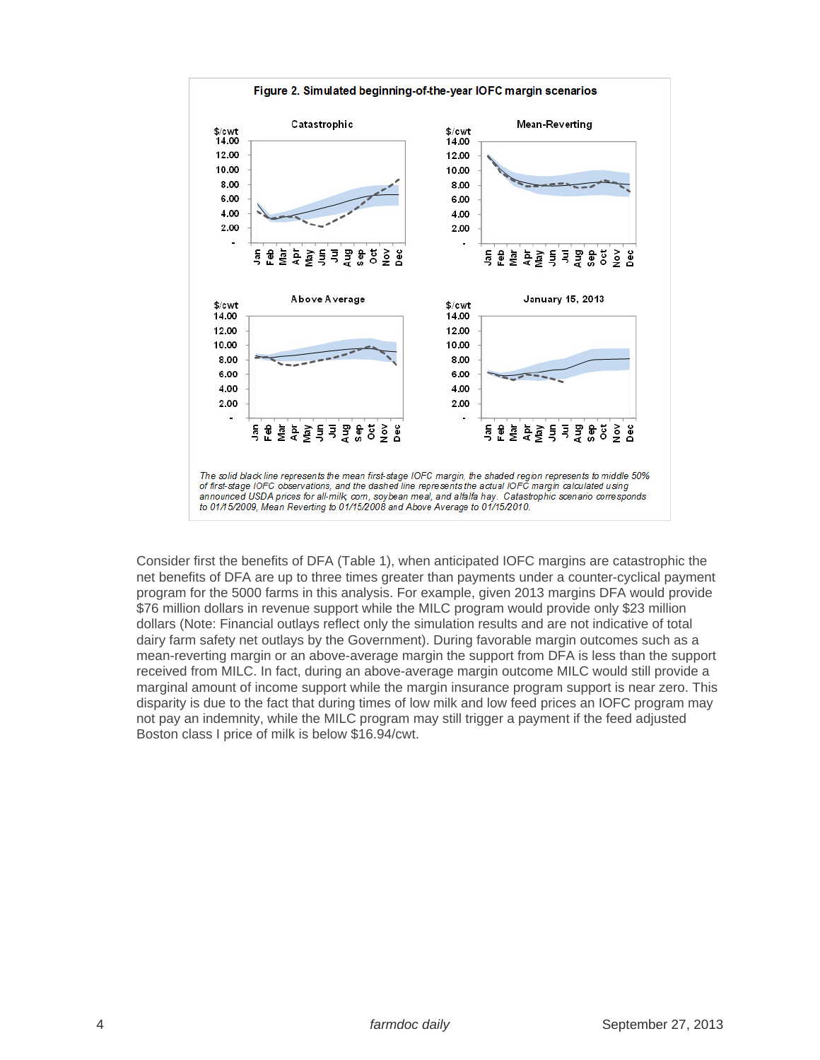**Figure 2. Simulated beginning-of-the-year IOFC margin scenarios**

*The solid black line represents the mean first-stage IOFC margin, the shaded region represents to middle 50% of first-stage IOFC observations, and the dashed line represents the actual IOFC margin calculated using announced USDA prices for all-milk, corn, soybean meal, and alfalfa hay. Catastrophic scenario corresponds to 01/15/2009, Mean Reverting to 01/15/2008 and Above Average to 01/15/2010.*

Consider first the benefits of DFA (Table 1), when anticipated IOFC margins are catastrophic the net benefits of DFA are up to three times greater than payments under a counter-cyclical payment program for the 5000 farms in this analysis. For example, given 2013 margins DFA would provide $76 million dollars in revenue support while the MILC program would provide only $23 million dollars (Note: Financial outlays reflect only the simulation results and are not indicative of total dairy farm safety net outlays by the Government). During favorable margin outcomes such as a mean-reverting margin or an above-average margin the support from DFA is less than the support received from MILC. In fact, during an above-average margin outcome MILC would still provide a marginal amount of income support while the margin insurance program support is near zero. This disparity is due to the fact that during times of low milk and low feed prices an IOFC program may not pay an indemnity, while the MILC program may still trigger a payment if the feed adjusted Boston class I price of milk is below $16.94/cwt.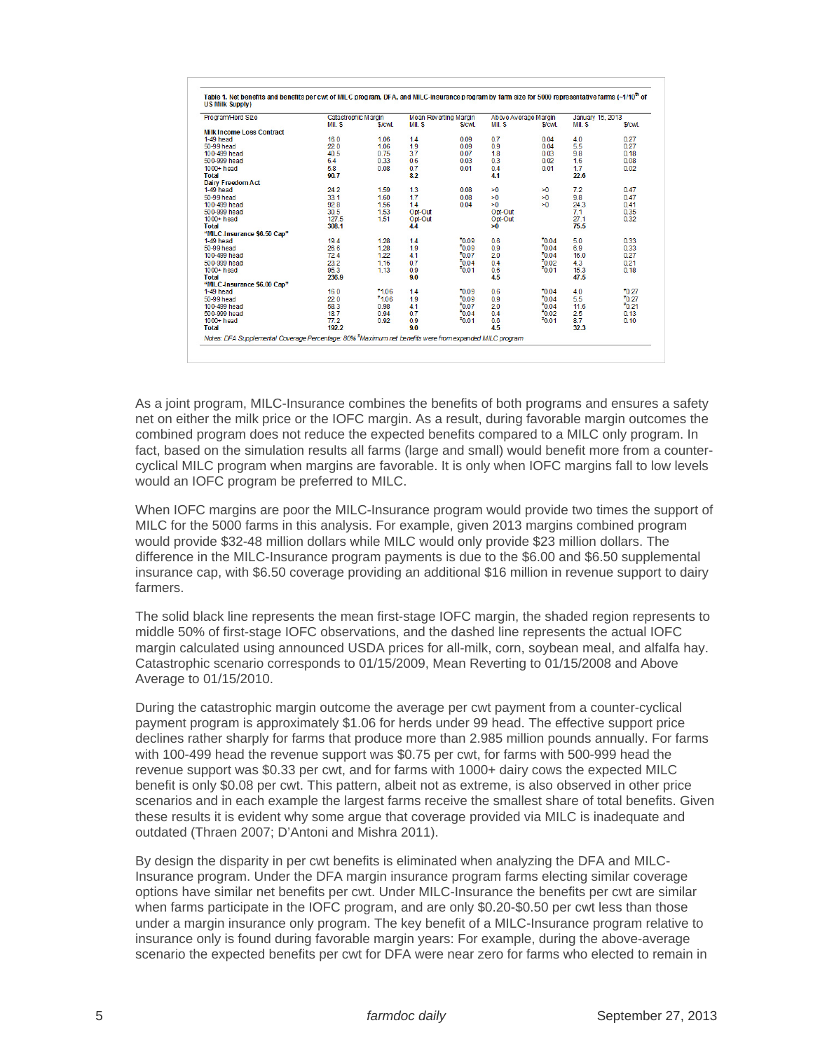**Table 1. Net benefits and benefits per cwt of MILC program, DFA, and MILC-Insurance program by farm size for 5000 representative farms (~1/10[th] of US Milk Supply)**

| Program/Herd Size | Catastrophic Margin | | Mean Reverting Margin | | Above Average Margin | | January 15, 2013 | |
|---|---|---|---|---|---|---|---|---|
| | Mil. $ | $/cwt. | Mil. $ | $/cwt. | Mil. $ | $/cwt. | Mil. $ | $/cwt. |
| **Milk Income Loss Contract** | | | | | | | | |
| 1-49 head | 16.0 | 1.06 | 1.4 | 0.09 | 0.7 | 0.04 | 4.0 | 0.27 |
| 50-99 head | 22.0 | 1.06 | 1.9 | 0.09 | 0.9 | 0.04 | 5.5 | 0.27 |
| 100-499 head | 40.5 | 0.75 | 3.7 | 0.07 | 1.8 | 0.03 | 9.8 | 0.18 |
| 500-999 head | 6.4 | 0.33 | 0.6 | 0.03 | 0.3 | 0.02 | 1.6 | 0.08 |
| 1000+ head | 5.8 | 0.08 | 0.7 | 0.01 | 0.4 | 0.01 | 1.7 | 0.02 |
| **Total** | **90.7** | | **8.2** | | **4.1** | | **22.6** | |
| **Dairy Freedom Act** | | | | | | | | |
| 1-49 head | 24.2 | 1.59 | 1.3 | 0.08 | >0 | >0 | 7.2 | 0.47 |
| 50-99 head | 33.1 | 1.60 | 1.7 | 0.08 | >0 | >0 | 9.8 | 0.47 |
| 100-499 head | 92.8 | 1.56 | 1.4 | 0.04 | >0 | >0 | 24.3 | 0.41 |
| 500-999 head | 30.5 | 1.53 | Opt-Out | | Opt-Out | | 7.1 | 0.35 |
| 1000+ head | 127.5 | 1.51 | Opt-Out | | Opt-Out | | 27.1 | 0.32 |
| **Total** | **308.1** | | **4.4** | | **>0** | | **75.5** | |
| **"MILC-Insurance $6.50 Cap"** | | | | | | | | |
| 1-49 head | 19.4 | 1.28 | 1.4 | *0.09 | 0.6 | *0.04 | 5.0 | 0.33 |
| 50-99 head | 26.6 | 1.28 | 1.9 | *0.09 | 0.9 | *0.04 | 6.9 | 0.33 |
| 100-499 head | 72.4 | 1.22 | 4.1 | *0.07 | 2.0 | *0.04 | 16.0 | 0.27 |
| 500-999 head | 23.2 | 1.16 | 0.7 | *0.04 | 0.4 | *0.02 | 4.3 | 0.21 |
| 1000+ head | 95.3 | 1.13 | 0.9 | *0.01 | 0.6 | *0.01 | 15.3 | 0.18 |
| **Total** | **236.9** | | **9.0** | | **4.5** | | **47.5** | |
| **"MILC-Insurance $6.00 Cap"** | | | | | | | | |
| 1-49 head | 16.0 | *1.06 | 1.4 | *0.09 | 0.6 | *0.04 | 4.0 | *0.27 |
| 50-99 head | 22.0 | *1.06 | 1.9 | *0.09 | 0.9 | *0.04 | 5.5 | *0.27 |
| 100-499 head | 58.3 | 0.98 | 4.1 | *0.07 | 2.0 | *0.04 | 11.6 | *0.21 |
| 500-999 head | 18.7 | 0.94 | 0.7 | *0.04 | 0.4 | *0.02 | 2.5 | 0.13 |
| 1000+ head | 77.2 | 0.92 | 0.9 | *0.01 | 0.6 | *0.01 | 8.7 | 0.10 |
| **Total** | **192.2** | | **9.0** | | **4.5** | | **32.3** | |

*Notes: DFA Supplemental Coverage Percentage: 80% *Maximum net benefits were from expanded MILC program*

As a joint program, MILC-Insurance combines the benefits of both programs and ensures a safety net on either the milk price or the IOFC margin. As a result, during favorable margin outcomes the combined program does not reduce the expected benefits compared to a MILC only program. In fact, based on the simulation results all farms (large and small) would benefit more from a counter-cyclical MILC program when margins are favorable. It is only when IOFC margins fall to low levels would an IOFC program be preferred to MILC.

When IOFC margins are poor the MILC-Insurance program would provide two times the support of MILC for the 5000 farms in this analysis. For example, given 2013 margins combined program would provide $32-48 million dollars while MILC would only provide $23 million dollars. The difference in the MILC-Insurance program payments is due to the $6.00 and $6.50 supplemental insurance cap, with $6.50 coverage providing an additional $16 million in revenue support to dairy farmers.

The solid black line represents the mean first-stage IOFC margin, the shaded region represents to middle 50% of first-stage IOFC observations, and the dashed line represents the actual IOFC margin calculated using announced USDA prices for all-milk, corn, soybean meal, and alfalfa hay. Catastrophic scenario corresponds to 01/15/2009, Mean Reverting to 01/15/2008 and Above Average to 01/15/2010.

During the catastrophic margin outcome the average per cwt payment from a counter-cyclical payment program is approximately $1.06 for herds under 99 head. The effective support price declines rather sharply for farms that produce more than 2.985 million pounds annually. For farms with 100-499 head the revenue support was $0.75 per cwt, for farms with 500-999 head the revenue support was $0.33 per cwt, and for farms with 1000+ dairy cows the expected MILC benefit is only $0.08 per cwt. This pattern, albeit not as extreme, is also observed in other price scenarios and in each example the largest farms receive the smallest share of total benefits. Given these results it is evident why some argue that coverage provided via MILC is inadequate and outdated (Thraen 2007; D'Antoni and Mishra 2011).

By design the disparity in per cwt benefits is eliminated when analyzing the DFA and MILC-Insurance program. Under the DFA margin insurance program farms electing similar coverage options have similar net benefits per cwt. Under MILC-Insurance the benefits per cwt are similar when farms participate in the IOFC program, and are only $0.20-$0.50 per cwt less than those under a margin insurance only program. The key benefit of a MILC-Insurance program relative to insurance only is found during favorable margin years: For example, during the above-average scenario the expected benefits per cwt for DFA were near zero for farms who elected to remain in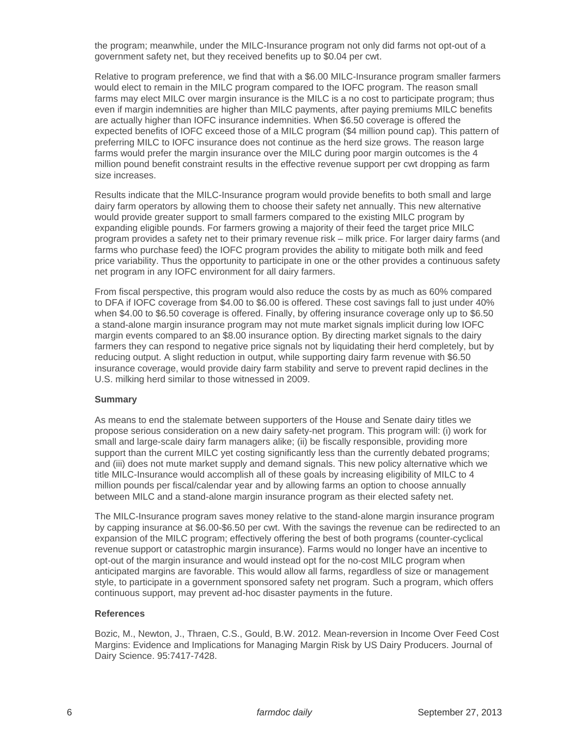the program; meanwhile, under the MILC-Insurance program not only did farms not opt-out of a government safety net, but they received benefits up to $0.04 per cwt.

Relative to program preference, we find that with a $6.00 MILC-Insurance program smaller farmers would elect to remain in the MILC program compared to the IOFC program. The reason small farms may elect MILC over margin insurance is the MILC is a no cost to participate program; thus even if margin indemnities are higher than MILC payments, after paying premiums MILC benefits are actually higher than IOFC insurance indemnities. When $6.50 coverage is offered the expected benefits of IOFC exceed those of a MILC program ($4 million pound cap). This pattern of preferring MILC to IOFC insurance does not continue as the herd size grows. The reason large farms would prefer the margin insurance over the MILC during poor margin outcomes is the 4 million pound benefit constraint results in the effective revenue support per cwt dropping as farm size increases.

Results indicate that the MILC-Insurance program would provide benefits to both small and large dairy farm operators by allowing them to choose their safety net annually. This new alternative would provide greater support to small farmers compared to the existing MILC program by expanding eligible pounds. For farmers growing a majority of their feed the target price MILC program provides a safety net to their primary revenue risk – milk price. For larger dairy farms (and farms who purchase feed) the IOFC program provides the ability to mitigate both milk and feed price variability. Thus the opportunity to participate in one or the other provides a continuous safety net program in any IOFC environment for all dairy farmers.

From fiscal perspective, this program would also reduce the costs by as much as 60% compared to DFA if IOFC coverage from $4.00 to $6.00 is offered. These cost savings fall to just under 40% when $4.00 to $6.50 coverage is offered. Finally, by offering insurance coverage only up to $6.50 a stand-alone margin insurance program may not mute market signals implicit during low IOFC margin events compared to an $8.00 insurance option. By directing market signals to the dairy farmers they can respond to negative price signals not by liquidating their herd completely, but by reducing output. A slight reduction in output, while supporting dairy farm revenue with $6.50 insurance coverage, would provide dairy farm stability and serve to prevent rapid declines in the U.S. milking herd similar to those witnessed in 2009.

**Summary**

As means to end the stalemate between supporters of the House and Senate dairy titles we propose serious consideration on a new dairy safety-net program. This program will: (i) work for small and large-scale dairy farm managers alike; (ii) be fiscally responsible, providing more support than the current MILC yet costing significantly less than the currently debated programs; and (iii) does not mute market supply and demand signals. This new policy alternative which we title MILC-Insurance would accomplish all of these goals by increasing eligibility of MILC to 4 million pounds per fiscal/calendar year and by allowing farms an option to choose annually between MILC and a stand-alone margin insurance program as their elected safety net.

The MILC-Insurance program saves money relative to the stand-alone margin insurance program by capping insurance at $6.00-$6.50 per cwt. With the savings the revenue can be redirected to an expansion of the MILC program; effectively offering the best of both programs (counter-cyclical revenue support or catastrophic margin insurance). Farms would no longer have an incentive to opt-out of the margin insurance and would instead opt for the no-cost MILC program when anticipated margins are favorable. This would allow all farms, regardless of size or management style, to participate in a government sponsored safety net program. Such a program, which offers continuous support, may prevent ad-hoc disaster payments in the future.

**References**

Bozic, M., Newton, J., Thraen, C.S., Gould, B.W. 2012. Mean-reversion in Income Over Feed Cost Margins: Evidence and Implications for Managing Margin Risk by US Dairy Producers. Journal of Dairy Science. 95:7417-7428.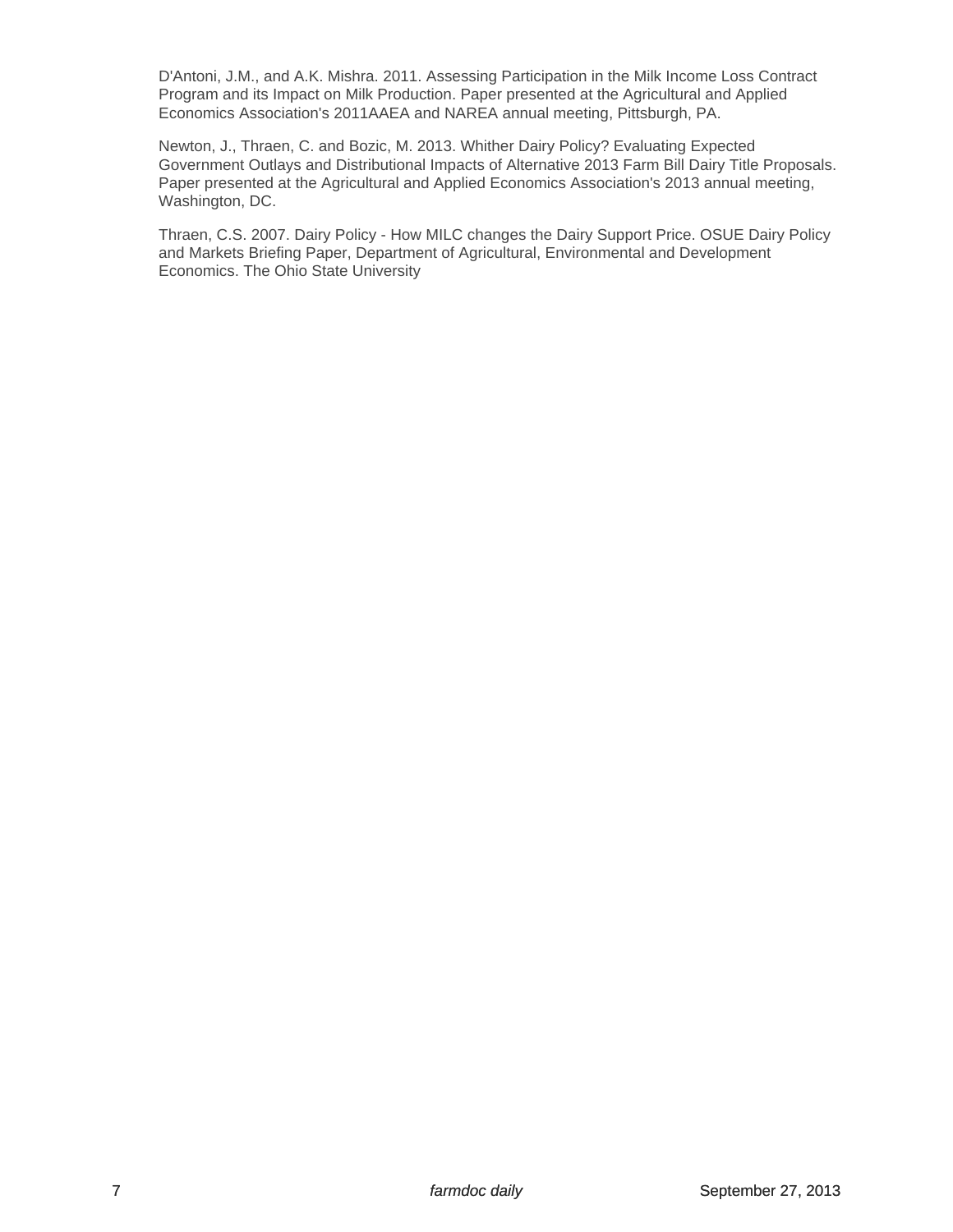D'Antoni, J.M., and A.K. Mishra. 2011. Assessing Participation in the Milk Income Loss Contract Program and its Impact on Milk Production. Paper presented at the Agricultural and Applied Economics Association's 2011AAEA and NAREA annual meeting, Pittsburgh, PA.

Newton, J., Thraen, C. and Bozic, M. 2013. Whither Dairy Policy? Evaluating Expected Government Outlays and Distributional Impacts of Alternative 2013 Farm Bill Dairy Title Proposals. Paper presented at the Agricultural and Applied Economics Association's 2013 annual meeting, Washington, DC.

Thraen, C.S. 2007. Dairy Policy - How MILC changes the Dairy Support Price. OSUE Dairy Policy and Markets Briefing Paper, Department of Agricultural, Environmental and Development Economics. The Ohio State University